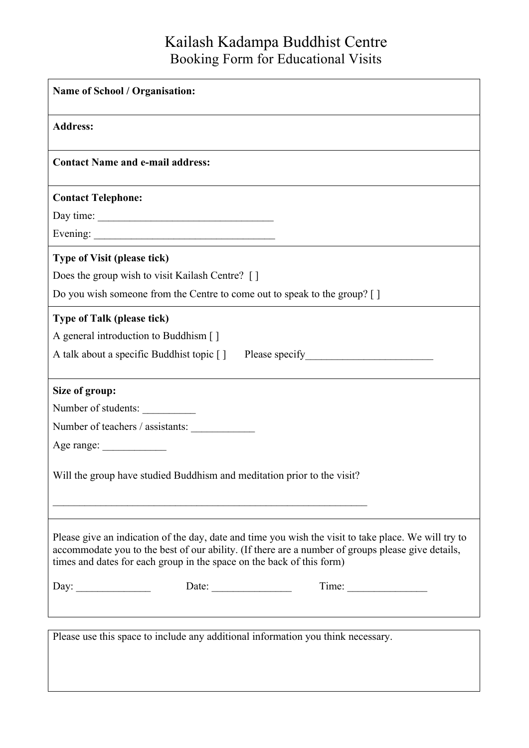# Kailash Kadampa Buddhist Centre

## Booking Form for Educational Visits

**Name of School / Organisation:**

**Address:**

**Contact Name and e-mail address:**

**Contact Telephone:**

Day time: _________________________________

Evening: __________________________________

**Type of Visit (please tick)**

Does the group wish to visit Kailash Centre? [ ]

Do you wish someone from the Centre to come out to speak to the group? [ ]

**Type of Talk (please tick)**

A general introduction to Buddhism [ ]

A talk about a specific Buddhist topic [ ] Please specify________________________

**Size of group:**

Number of students: __________

Number of teachers / assistants: ____________

Age range: ____________

Will the group have studied Buddhism and meditation prior to the visit?

____________________________________________________________

Please give an indication of the day, date and time you wish the visit to take place. We will try to accommodate you to the best of our ability. (If there are a number of groups please give details, times and dates for each group in the space on the back of this form)

Day: ______________ Date: _______________ Time: _______________

Please use this space to include any additional information you think necessary.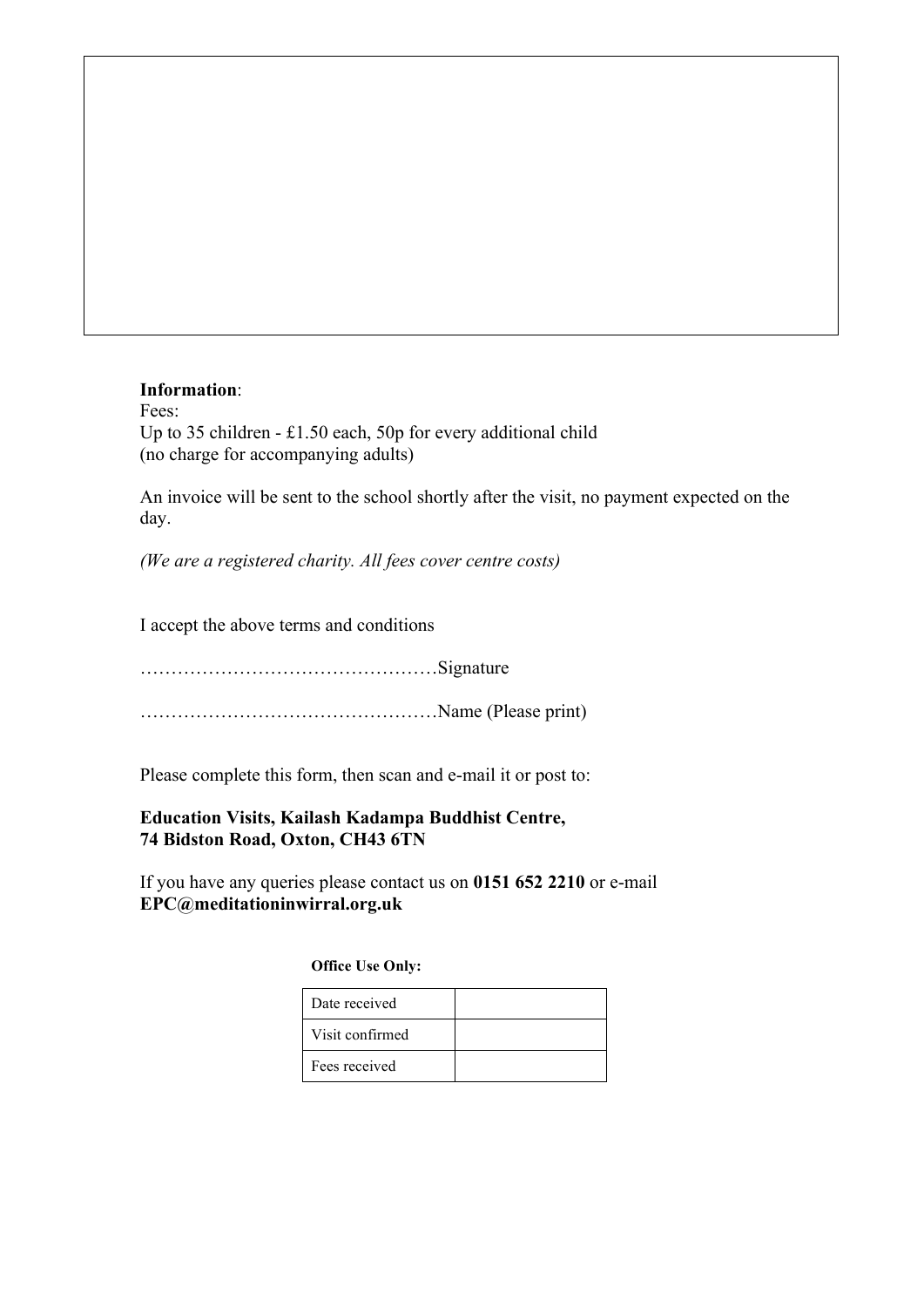**Information**:
Fees:
Up to 35 children - £1.50 each, 50p for every additional child
(no charge for accompanying adults)

An invoice will be sent to the school shortly after the visit, no payment expected on the day.

*(We are a registered charity. All fees cover centre costs)*

I accept the above terms and conditions

…………………………………………Signature

…………………………………………Name (Please print)

Please complete this form, then scan and e-mail it or post to:

**Education Visits, Kailash Kadampa Buddhist Centre,**
**74 Bidston Road, Oxton, CH43 6TN**

If you have any queries please contact us on **0151 652 2210** or e-mail **EPC@meditationinwirral.org.uk**

**Office Use Only:**

| | |
|---|---|
| Date received | |
| Visit confirmed | |
| Fees received | |